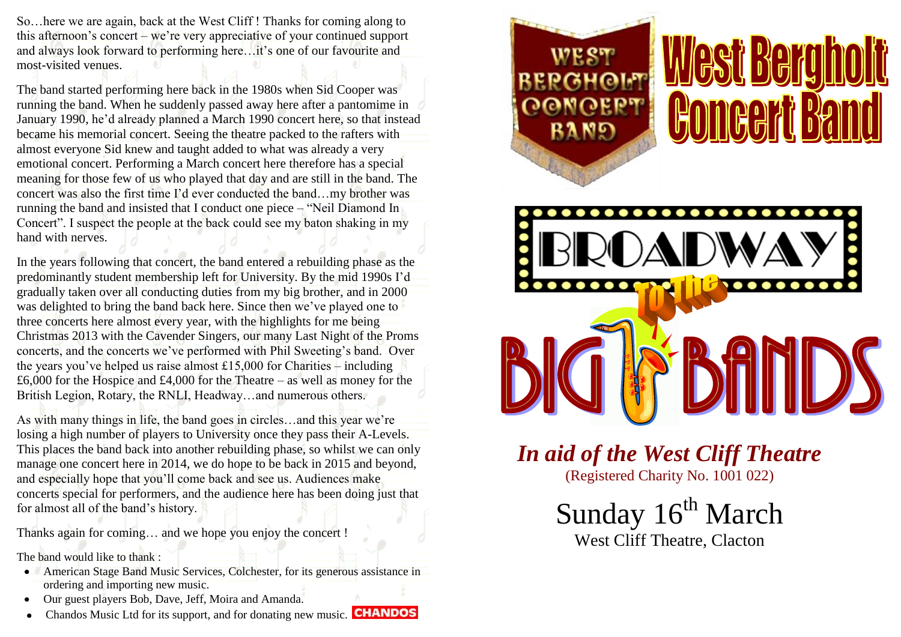So…here we are again, back at the West Cliff ! Thanks for coming along to this afternoon's concert – we're very appreciative of your continued support and always look forward to performing here…it's one of our favourite and most-visited venues.

The band started performing here back in the 1980s when Sid Cooper was running the band. When he suddenly passed away here after a pantomime in January 1990, he'd already planned a March 1990 concert here, so that instead became his memorial concert. Seeing the theatre packed to the rafters with almost everyone Sid knew and taught added to what was already a very emotional concert. Performing a March concert here therefore has a special meaning for those few of us who played that day and are still in the band. The concert was also the first time I'd ever conducted the band…my brother was running the band and insisted that I conduct one piece – "Neil Diamond In Concert". I suspect the people at the back could see my baton shaking in my hand with nerves.

In the years following that concert, the band entered a rebuilding phase as the predominantly student membership left for University. By the mid 1990s I'd gradually taken over all conducting duties from my big brother, and in 2000 was delighted to bring the band back here. Since then we've played one to three concerts here almost every year, with the highlights for me being Christmas 2013 with the Cavender Singers, our many Last Night of the Proms concerts, and the concerts we've performed with Phil Sweeting's band. Over the years you've helped us raise almost £15,000 for Charities – including £6,000 for the Hospice and £4,000 for the Theatre – as well as money for the British Legion, Rotary, the RNLI, Headway…and numerous others.

As with many things in life, the band goes in circles…and this year we're losing a high number of players to University once they pass their A-Levels. This places the band back into another rebuilding phase, so whilst we can only manage one concert here in 2014, we do hope to be back in 2015 and beyond, and especially hope that you'll come back and see us. Audiences make concerts special for performers, and the audience here has been doing just that for almost all of the band's history.

Thanks again for coming… and we hope you enjoy the concert !

The band would like to thank :

- American Stage Band Music Services, Colchester, for its generous assistance in ordering and importing new music.
- Our guest players Bob, Dave, Jeff, Moira and Amanda.
- Chandos Music Ltd for its support, and for donating new music. CHANDOS

# West Bergholt Concert Band

## Broadway To The Big Bands

*In aid of the West Cliff Theatre*

(Registered Charity No. 1001 022)

Sunday 16th March

West Cliff Theatre, Clacton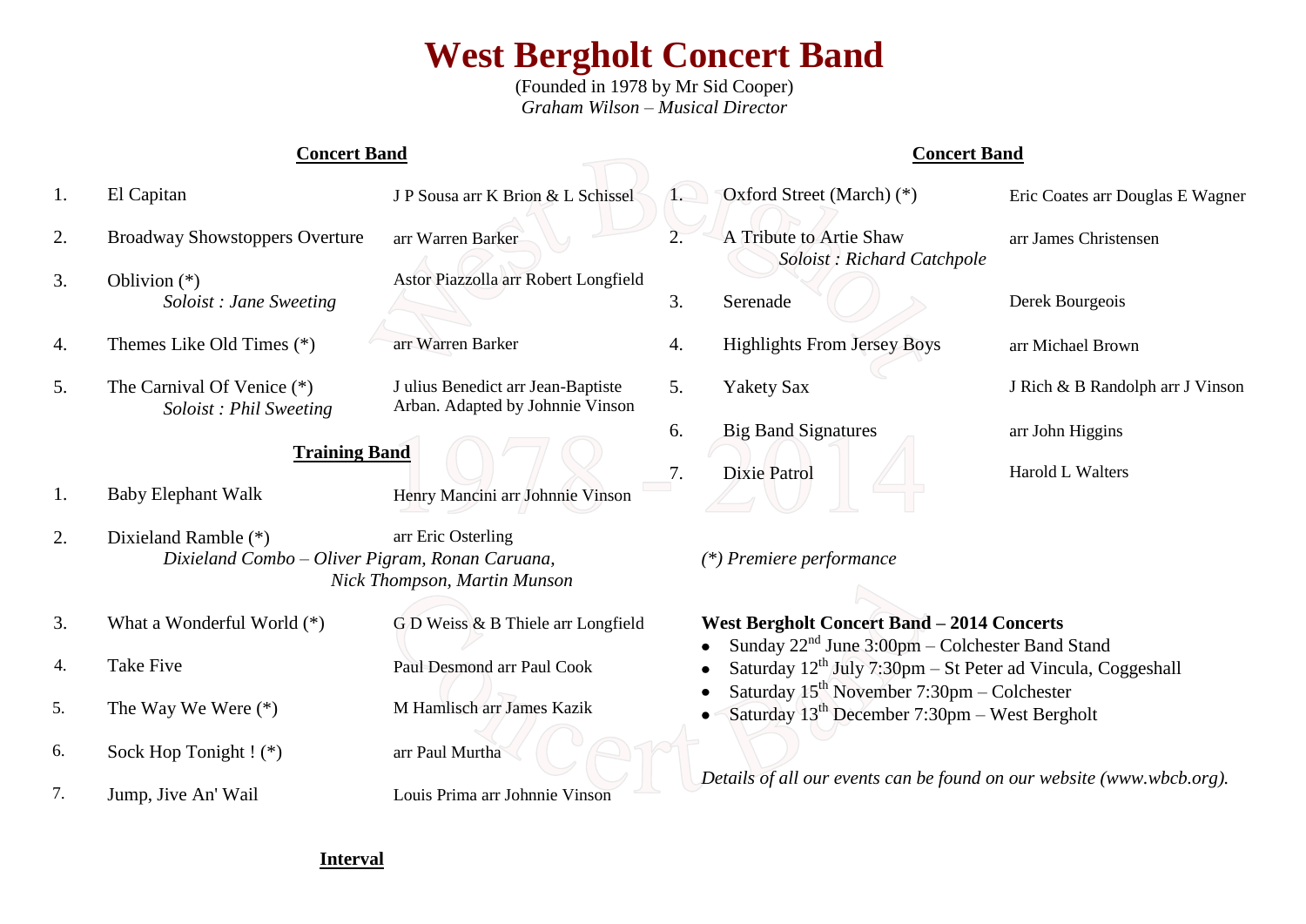# West Bergholt Concert Band

(Founded in 1978 by Mr Sid Cooper)

*Graham Wilson – Musical Director*

## Concert Band

| | | |
|---|---|---|
| 1. | El Capitan | J P Sousa arr K Brion & L Schissel |
| 2. | Broadway Showstoppers Overture | arr Warren Barker |
| 3. | Oblivion (*) *Soloist : Jane Sweeting* | Astor Piazzolla arr Robert Longfield |
| 4. | Themes Like Old Times (*) | arr Warren Barker |
| 5. | The Carnival Of Venice (*) *Soloist : Phil Sweeting* | J ulius Benedict arr Jean-Baptiste Arban. Adapted by Johnnie Vinson |

## Training Band

| | | |
|---|---|---|
| 1. | Baby Elephant Walk | Henry Mancini arr Johnnie Vinson |
| 2. | Dixieland Ramble (*) *Dixieland Combo – Oliver Pigram, Ronan Caruana, Nick Thompson, Martin Munson* | arr Eric Osterling |
| 3. | What a Wonderful World (*) | G D Weiss & B Thiele arr Longfield |
| 4. | Take Five | Paul Desmond arr Paul Cook |
| 5. | The Way We Were (*) | M Hamlisch arr James Kazik |
| 6. | Sock Hop Tonight ! (*) | arr Paul Murtha |
| 7. | Jump, Jive An' Wail | Louis Prima arr Johnnie Vinson |

## Interval

## Concert Band

| | | |
|---|---|---|
| 1. | Oxford Street (March) (*) | Eric Coates arr Douglas E Wagner |
| 2. | A Tribute to Artie Shaw *Soloist : Richard Catchpole* | arr James Christensen |
| 3. | Serenade | Derek Bourgeois |
| 4. | Highlights From Jersey Boys | arr Michael Brown |
| 5. | Yakety Sax | J Rich & B Randolph arr J Vinson |
| 6. | Big Band Signatures | arr John Higgins |
| 7. | Dixie Patrol | Harold L Walters |

*(*) Premiere performance*

**West Bergholt Concert Band – 2014 Concerts**

- Sunday 22nd June 3:00pm – Colchester Band Stand
- Saturday 12th July 7:30pm – St Peter ad Vincula, Coggeshall
- Saturday 15th November 7:30pm – Colchester
- Saturday 13th December 7:30pm – West Bergholt

*Details of all our events can be found on our website (www.wbcb.org).*